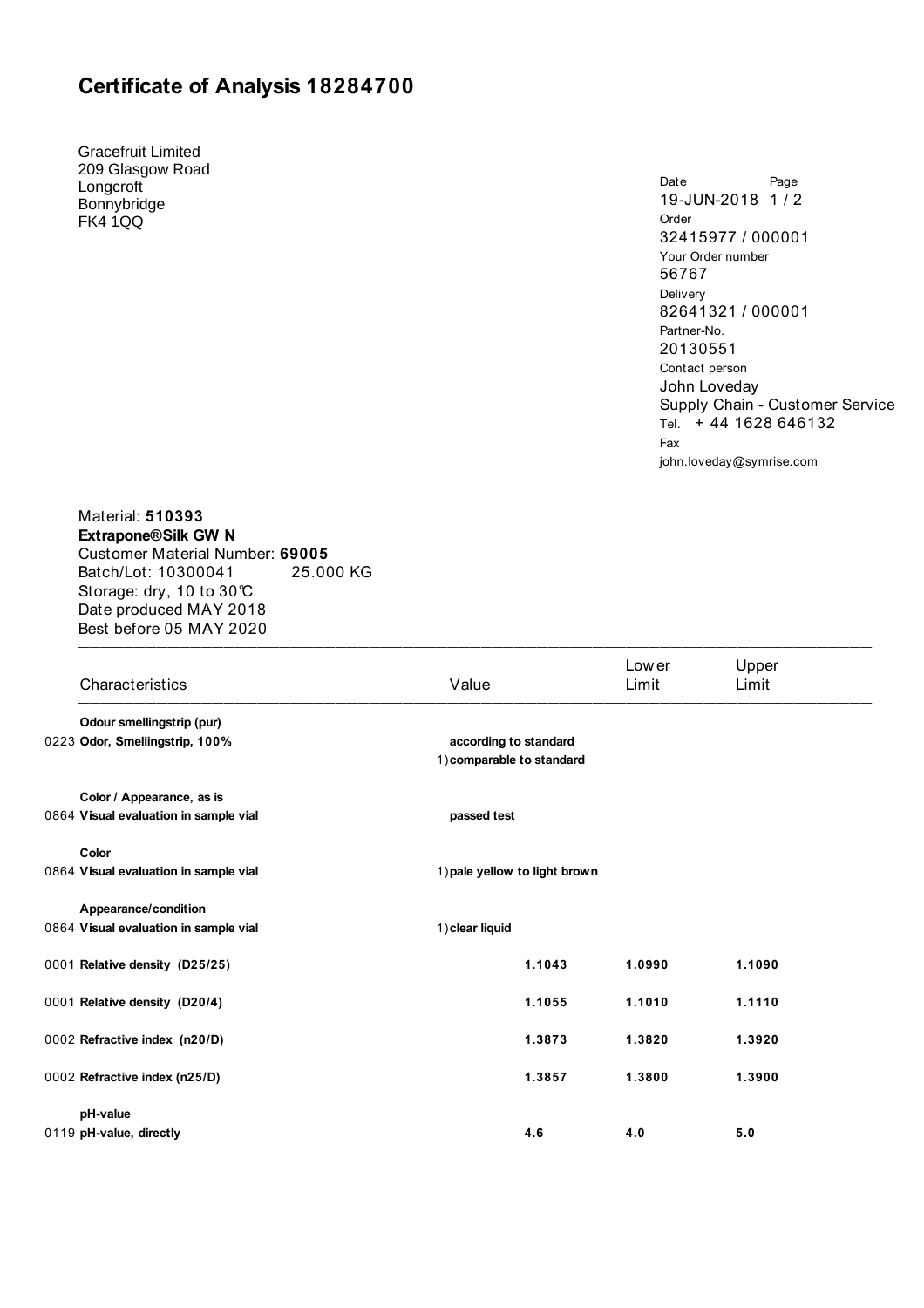# Certificate of Analysis 18284700

Gracefruit Limited
209 Glasgow Road
Longcroft
Bonnybridge
FK4 1QQ

Date: 19-JUN-2018
Page: 1 / 2
Order: 32415977 / 000001
Your Order number: 56767
Delivery: 82641321 / 000001
Partner-No.: 20130551
Contact person: John Loveday
Supply Chain - Customer Service
Tel. + 44 1628 646132
Fax
john.loveday@symrise.com

Material: **510393**
**Extrapone®Silk GW N**
Customer Material Number: **69005**
Batch/Lot: 10300041 25.000 KG
Storage: dry, 10 to 30℃
Date produced MAY 2018
Best before 05 MAY 2020

| Characteristics | Value | Lower Limit | Upper Limit |
|---|---|---|---|
| **Odour smellingstrip (pur)** | | | |
| 0223 **Odor, Smellingstrip, 100%** | **according to standard** 1) **comparable to standard** | | |
| **Color / Appearance, as is** | | | |
| 0864 **Visual evaluation in sample vial** | **passed test** | | |
| **Color** | | | |
| 0864 **Visual evaluation in sample vial** | 1) **pale yellow to light brown** | | |
| **Appearance/condition** | | | |
| 0864 **Visual evaluation in sample vial** | 1) **clear liquid** | | |
| 0001 **Relative density (D25/25)** | **1.1043** | **1.0990** | **1.1090** |
| 0001 **Relative density (D20/4)** | **1.1055** | **1.1010** | **1.1110** |
| 0002 **Refractive index (n20/D)** | **1.3873** | **1.3820** | **1.3920** |
| 0002 **Refractive index (n25/D)** | **1.3857** | **1.3800** | **1.3900** |
| **pH-value** | | | |
| 0119 **pH-value, directly** | **4.6** | **4.0** | **5.0** |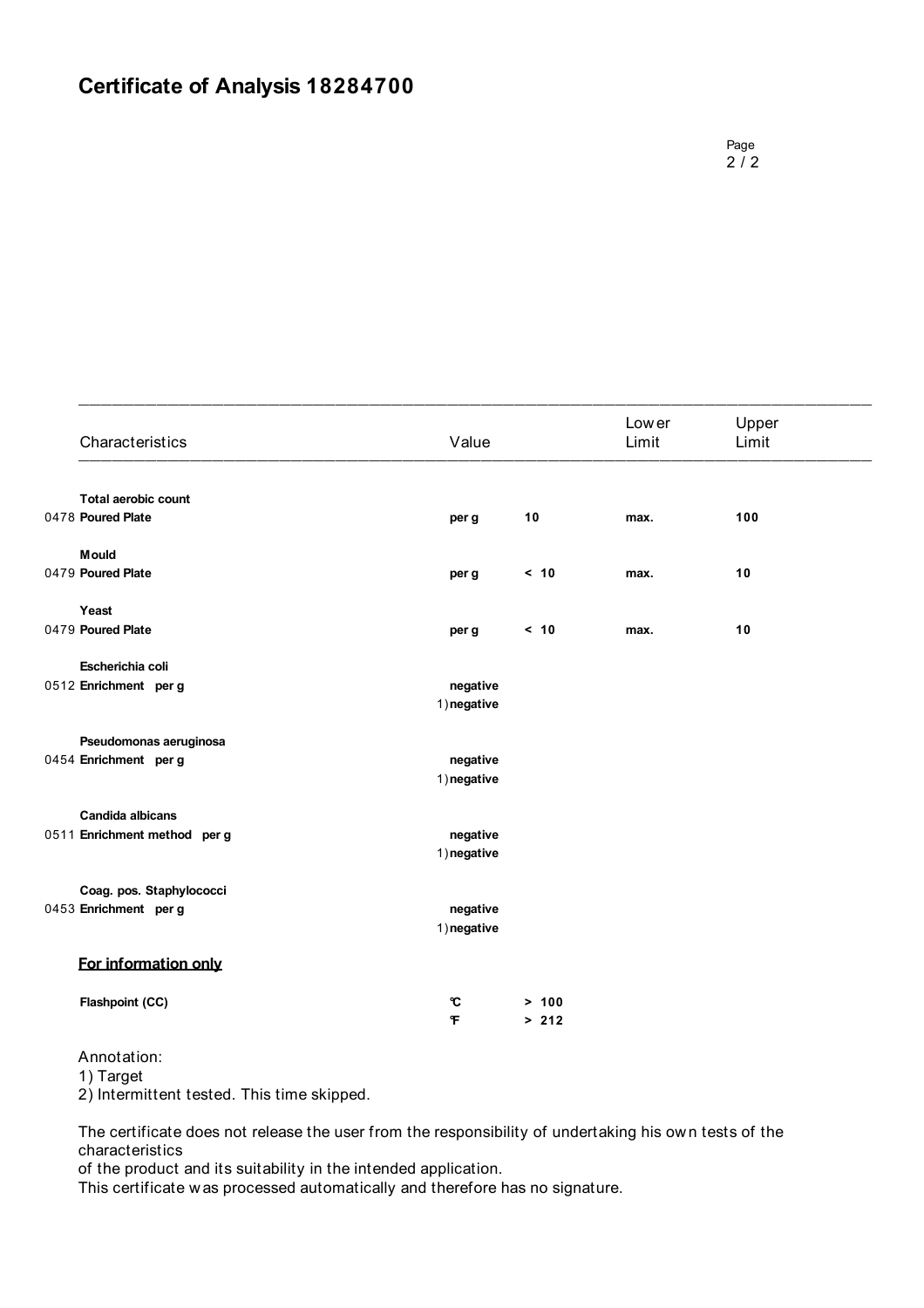# Certificate of Analysis 18284700

| Characteristics | Value | | Lower Limit | Upper Limit |
|---|---|---|---|---|
| **Total aerobic count** | | | | |
| 0478 **Poured Plate** | **per g** | **10** | **max.** | **100** |
| **Mould** | | | | |
| 0479 **Poured Plate** | **per g** | **< 10** | **max.** | **10** |
| **Yeast** | | | | |
| 0479 **Poured Plate** | **per g** | **< 10** | **max.** | **10** |
| **Escherichia coli** | | | | |
| 0512 **Enrichment per g** | **negative** | | | |
| | 1) **negative** | | | |
| **Pseudomonas aeruginosa** | | | | |
| 0454 **Enrichment per g** | **negative** | | | |
| | 1) **negative** | | | |
| **Candida albicans** | | | | |
| 0511 **Enrichment method per g** | **negative** | | | |
| | 1) **negative** | | | |
| **Coag. pos. Staphylococci** | | | | |
| 0453 **Enrichment per g** | **negative** | | | |
| | 1) **negative** | | | |

**For information only**

| | | |
|---|---|---|
| **Flashpoint (CC)** | **°C** | **> 100** |
| | **°F** | **> 212** |

Annotation:
1) Target
2) Intermittent tested. This time skipped.

The certificate does not release the user from the responsibility of undertaking his own tests of the characteristics
of the product and its suitability in the intended application.
This certificate was processed automatically and therefore has no signature.